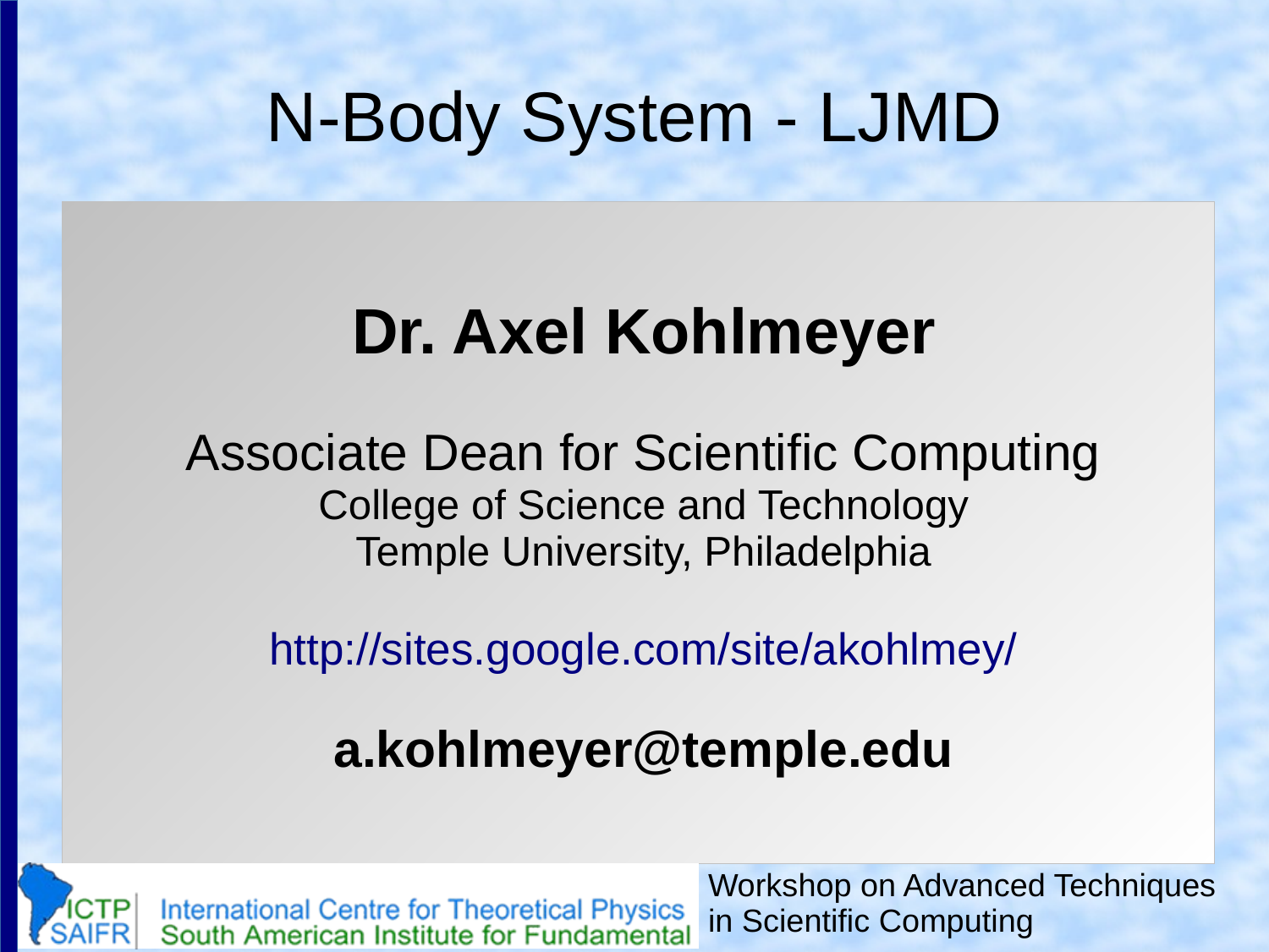# N-Body System - LJMD

## Dr. Axel Kohlmeyer

Associate Dean for Scientific Computing
College of Science and Technology
Temple University, Philadelphia

http://sites.google.com/site/akohlmey/

**a.kohlmeyer@temple.edu**

ICTP SAIFR International Centre for Theoretical Physics South American Institute for Fundamental

Workshop on Advanced Techniques in Scientific Computing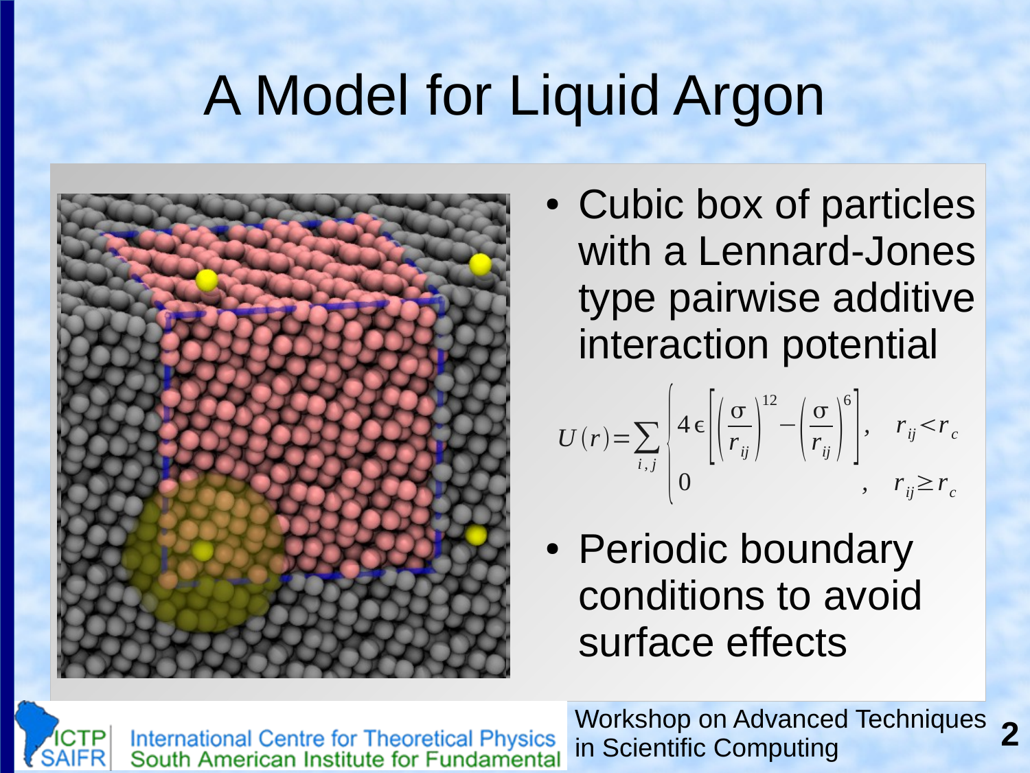# A Model for Liquid Argon

- Cubic box of particles with a Lennard-Jones type pairwise additive interaction potential

$$U(r) = \sum_{i,j} \begin{cases} 4\epsilon \left[ \left( \frac{\sigma}{r_{ij}} \right)^{12} - \left( \frac{\sigma}{r_{ij}} \right)^{6} \right], & r_{ij} < r_c \\ 0, & r_{ij} \geq r_c \end{cases}$$

- Periodic boundary conditions to avoid surface effects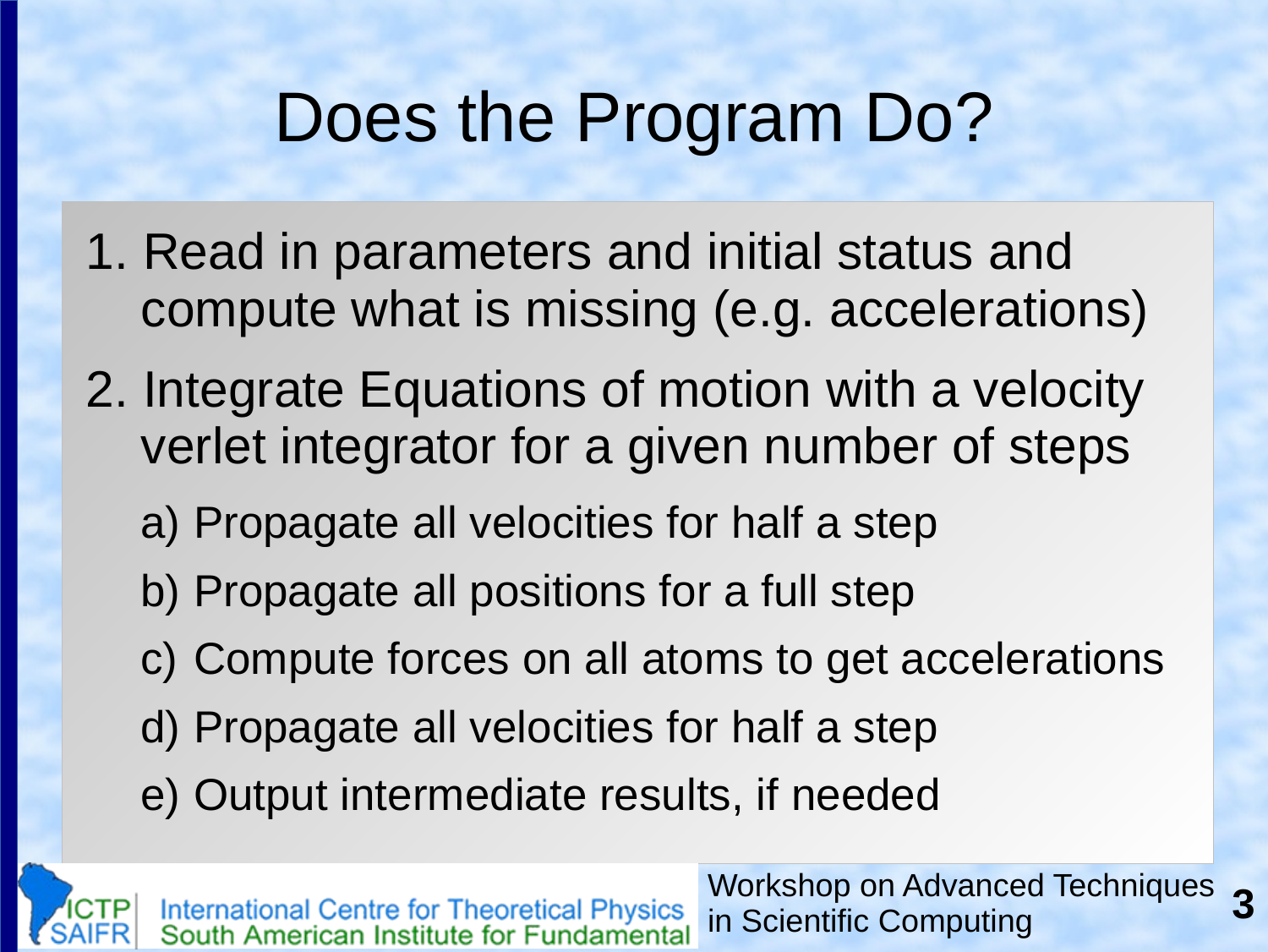# Does the Program Do?

1. Read in parameters and initial status and compute what is missing (e.g. accelerations)
2. Integrate Equations of motion with a velocity verlet integrator for a given number of steps
   a) Propagate all velocities for half a step
   b) Propagate all positions for a full step
   c) Compute forces on all atoms to get accelerations
   d) Propagate all velocities for half a step
   e) Output intermediate results, if needed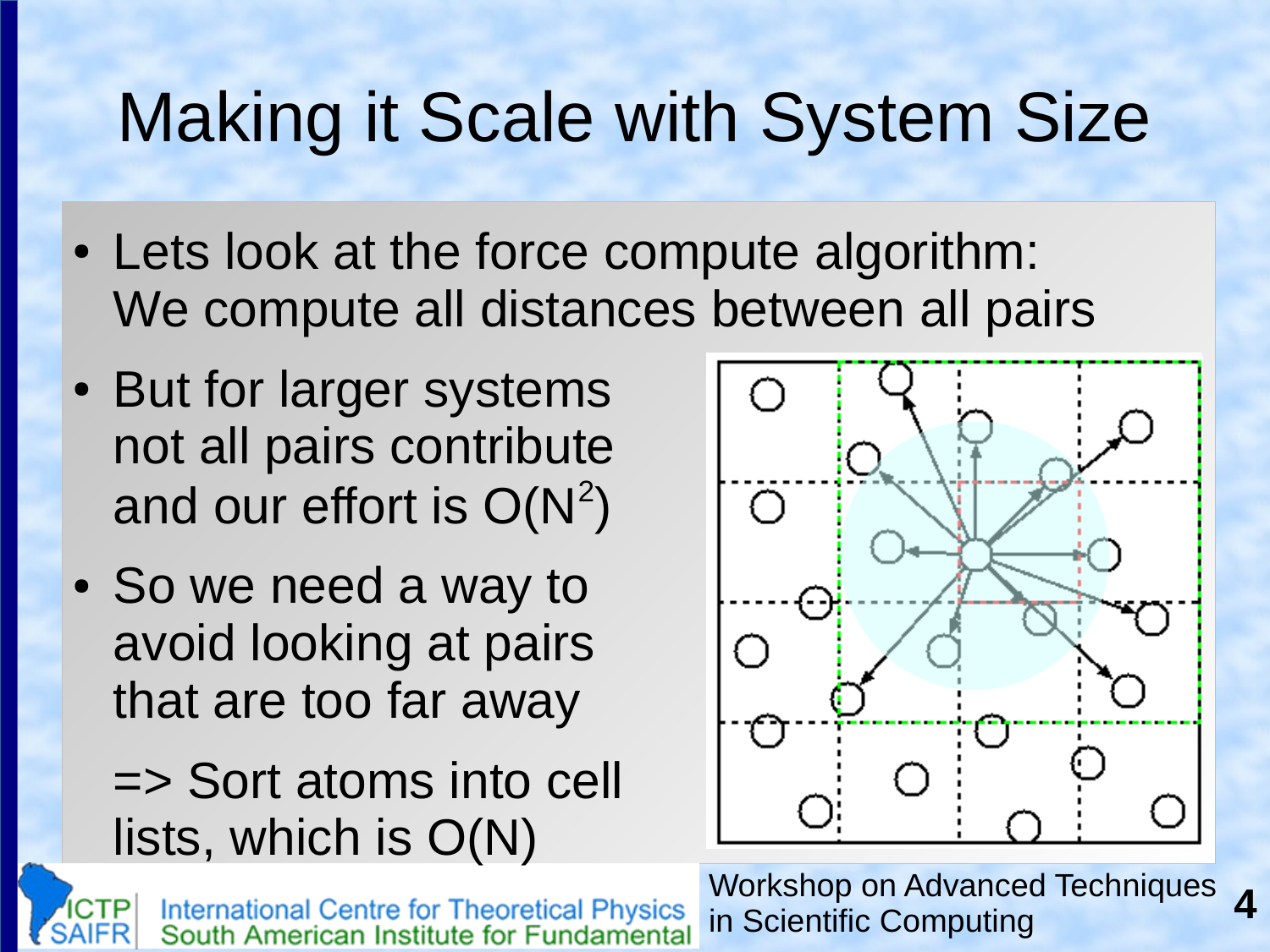# Making it Scale with System Size

- Lets look at the force compute algorithm: We compute all distances between all pairs
- But for larger systems not all pairs contribute and our effort is $O(N^2)$
- So we need a way to avoid looking at pairs that are too far away

  => Sort atoms into cell lists, which is O(N)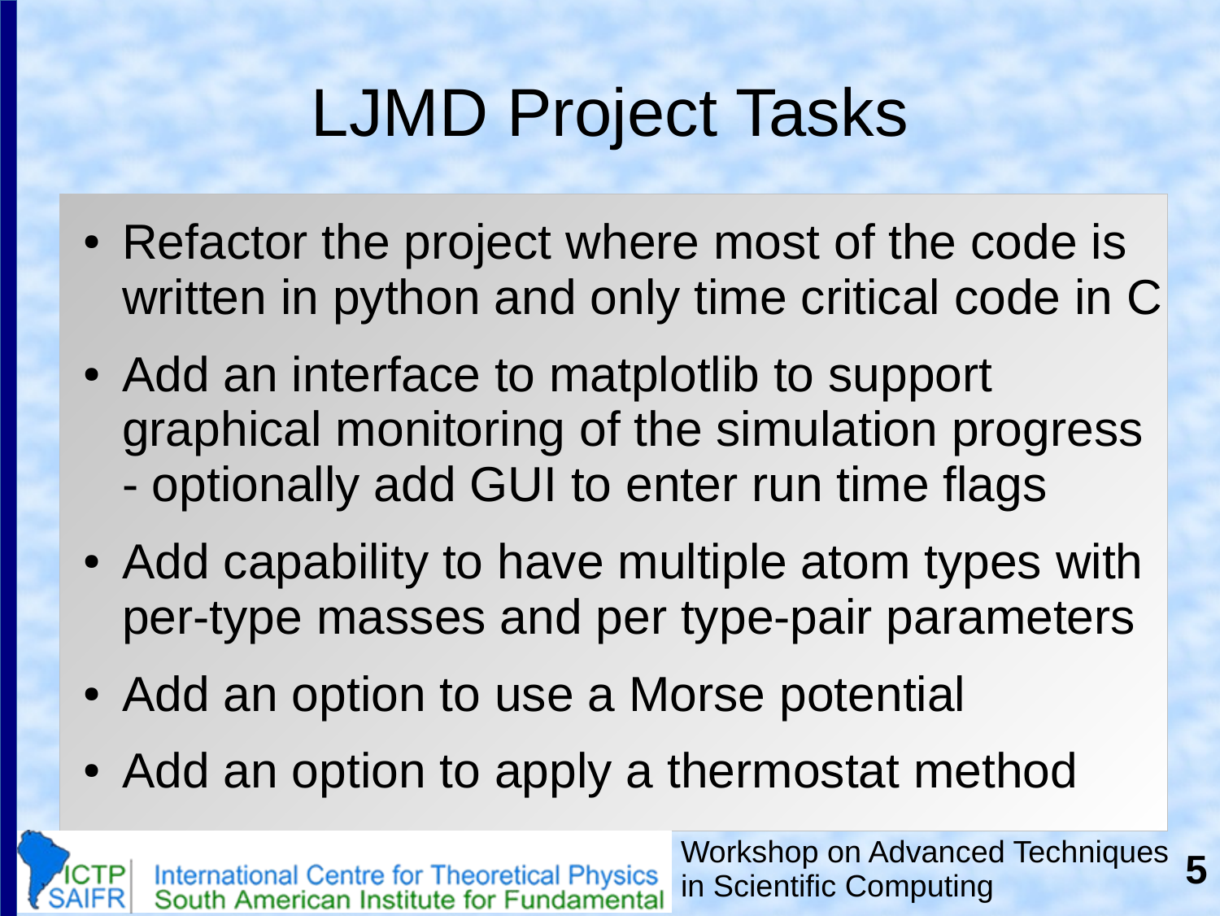# LJMD Project Tasks

- Refactor the project where most of the code is written in python and only time critical code in C
- Add an interface to matplotlib to support graphical monitoring of the simulation progress - optionally add GUI to enter run time flags
- Add capability to have multiple atom types with per-type masses and per type-pair parameters
- Add an option to use a Morse potential
- Add an option to apply a thermostat method